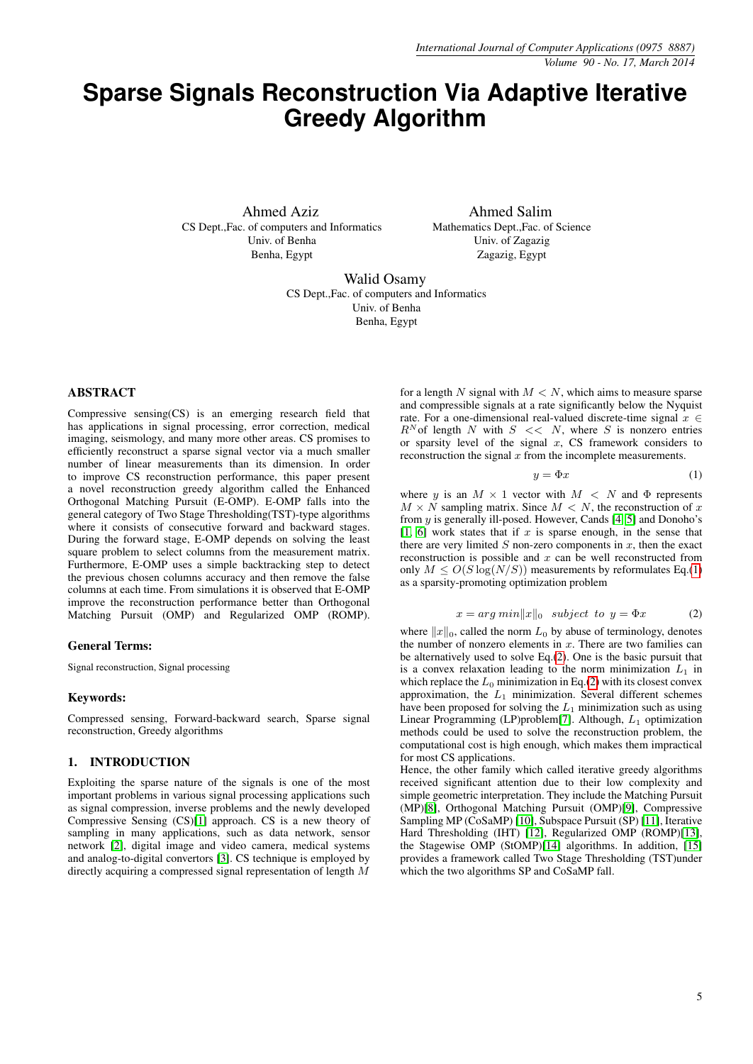# Sparse Signals Reconstruction Via Adaptive Iterative Greedy Algorithm

Ahmed Aziz
CS Dept.,Fac. of computers and Informatics
Univ. of Benha
Benha, Egypt

Ahmed Salim
Mathematics Dept.,Fac. of Science
Univ. of Zagazig
Zagazig, Egypt

Walid Osamy
CS Dept.,Fac. of computers and Informatics
Univ. of Benha
Benha, Egypt

## ABSTRACT

Compressive sensing(CS) is an emerging research field that has applications in signal processing, error correction, medical imaging, seismology, and many more other areas. CS promises to efficiently reconstruct a sparse signal vector via a much smaller number of linear measurements than its dimension. In order to improve CS reconstruction performance, this paper present a novel reconstruction greedy algorithm called the Enhanced Orthogonal Matching Pursuit (E-OMP). E-OMP falls into the general category of Two Stage Thresholding(TST)-type algorithms where it consists of consecutive forward and backward stages. During the forward stage, E-OMP depends on solving the least square problem to select columns from the measurement matrix. Furthermore, E-OMP uses a simple backtracking step to detect the previous chosen columns accuracy and then remove the false columns at each time. From simulations it is observed that E-OMP improve the reconstruction performance better than Orthogonal Matching Pursuit (OMP) and Regularized OMP (ROMP).

### General Terms:

Signal reconstruction, Signal processing

### Keywords:

Compressed sensing, Forward-backward search, Sparse signal reconstruction, Greedy algorithms

## 1. INTRODUCTION

Exploiting the sparse nature of the signals is one of the most important problems in various signal processing applications such as signal compression, inverse problems and the newly developed Compressive Sensing (CS)[1] approach. CS is a new theory of sampling in many applications, such as data network, sensor network [2], digital image and video camera, medical systems and analog-to-digital convertors [3]. CS technique is employed by directly acquiring a compressed signal representation of length $M$ for a length $N$ signal with $M < N$, which aims to measure sparse and compressible signals at a rate significantly below the Nyquist rate. For a one-dimensional real-valued discrete-time signal $x \in R^N$ of length $N$ with $S << N$, where $S$ is nonzero entries or sparsity level of the signal $x$, CS framework considers to reconstruction the signal $x$ from the incomplete measurements.

$$y = \Phi x \tag{1}$$

where $y$ is an $M \times 1$ vector with $M < N$ and $\Phi$ represents $M \times N$ sampling matrix. Since $M < N$, the reconstruction of $x$ from $y$ is generally ill-posed. However, Cands [4] [5] and Donoho's [1, 6] work states that if $x$ is sparse enough, in the sense that there are very limited $S$ non-zero components in $x$, then the exact reconstruction is possible and $x$ can be well reconstructed from only $M \leq O(S \log(N/S))$ measurements by reformulates Eq.(1) as a sparsity-promoting optimization problem

$$x = arg\ min \|x\|_0 \quad subject\ to\ y = \Phi x \tag{2}$$

where $\|x\|_0$, called the norm $L_0$ by abuse of terminology, denotes the number of nonzero elements in $x$. There are two families can be alternatively used to solve Eq.(2). One is the basic pursuit that is a convex relaxation leading to the norm minimization $L_1$ in which replace the $L_0$ minimization in Eq.(2) with its closest convex approximation, the $L_1$ minimization. Several different schemes have been proposed for solving the $L_1$ minimization such as using Linear Programming (LP)problem[7]. Although, $L_1$ optimization methods could be used to solve the reconstruction problem, the computational cost is high enough, which makes them impractical for most CS applications.

Hence, the other family which called iterative greedy algorithms received significant attention due to their low complexity and simple geometric interpretation. They include the Matching Pursuit (MP)[8], Orthogonal Matching Pursuit (OMP)[9], Compressive Sampling MP (CoSaMP) [10], Subspace Pursuit (SP) [11], Iterative Hard Thresholding (IHT) [12], Regularized OMP (ROMP)[13], the Stagewise OMP (StOMP)[14] algorithms. In addition, [15] provides a framework called Two Stage Thresholding (TST)under which the two algorithms SP and CoSaMP fall.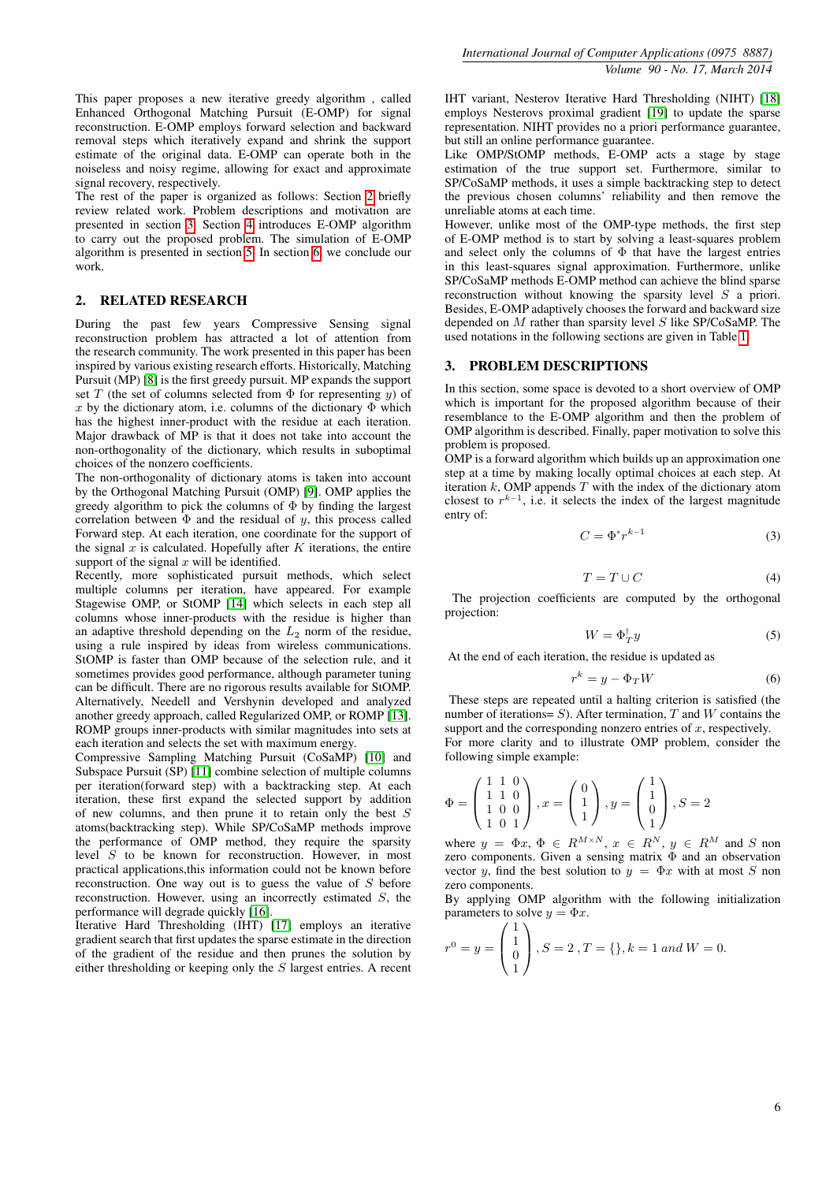This paper proposes a new iterative greedy algorithm , called Enhanced Orthogonal Matching Pursuit (E-OMP) for signal reconstruction. E-OMP employs forward selection and backward removal steps which iteratively expand and shrink the support estimate of the original data. E-OMP can operate both in the noiseless and noisy regime, allowing for exact and approximate signal recovery, respectively.

The rest of the paper is organized as follows: Section 2 briefly review related work. Problem descriptions and motivation are presented in section 3. Section 4 introduces E-OMP algorithm to carry out the proposed problem. The simulation of E-OMP algorithm is presented in section 5. In section 6, we conclude our work.

## 2. RELATED RESEARCH

During the past few years Compressive Sensing signal reconstruction problem has attracted a lot of attention from the research community. The work presented in this paper has been inspired by various existing research efforts. Historically, Matching Pursuit (MP) [8] is the first greedy pursuit. MP expands the support set $T$ (the set of columns selected from $\Phi$ for representing $y$) of $x$ by the dictionary atom, i.e. columns of the dictionary $\Phi$ which has the highest inner-product with the residue at each iteration. Major drawback of MP is that it does not take into account the non-orthogonality of the dictionary, which results in suboptimal choices of the nonzero coefficients.

The non-orthogonality of dictionary atoms is taken into account by the Orthogonal Matching Pursuit (OMP) [9]. OMP applies the greedy algorithm to pick the columns of $\Phi$ by finding the largest correlation between $\Phi$ and the residual of $y$, this process called Forward step. At each iteration, one coordinate for the support of the signal $x$ is calculated. Hopefully after $K$ iterations, the entire support of the signal $x$ will be identified.

Recently, more sophisticated pursuit methods, which select multiple columns per iteration, have appeared. For example Stagewise OMP, or StOMP [14] which selects in each step all columns whose inner-products with the residue is higher than an adaptive threshold depending on the $L_2$ norm of the residue, using a rule inspired by ideas from wireless communications. StOMP is faster than OMP because of the selection rule, and it sometimes provides good performance, although parameter tuning can be difficult. There are no rigorous results available for StOMP. Alternatively, Needell and Vershynin developed and analyzed another greedy approach, called Regularized OMP, or ROMP [13]. ROMP groups inner-products with similar magnitudes into sets at each iteration and selects the set with maximum energy.

Compressive Sampling Matching Pursuit (CoSaMP) [10] and Subspace Pursuit (SP) [11] combine selection of multiple columns per iteration(forward step) with a backtracking step. At each iteration, these first expand the selected support by addition of new columns, and then prune it to retain only the best $S$ atoms(backtracking step). While SP/CoSaMP methods improve the performance of OMP method, they require the sparsity level $S$ to be known for reconstruction. However, in most practical applications,this information could not be known before reconstruction. One way out is to guess the value of $S$ before reconstruction. However, using an incorrectly estimated $S$, the performance will degrade quickly [16].

Iterative Hard Thresholding (IHT) [17] employs an iterative gradient search that first updates the sparse estimate in the direction of the gradient of the residue and then prunes the solution by either thresholding or keeping only the $S$ largest entries. A recent IHT variant, Nesterov Iterative Hard Thresholding (NIHT) [18] employs Nesterovs proximal gradient [19] to update the sparse representation. NIHT provides no a priori performance guarantee, but still an online performance guarantee.

Like OMP/StOMP methods, E-OMP acts a stage by stage estimation of the true support set. Furthermore, similar to SP/CoSaMP methods, it uses a simple backtracking step to detect the previous chosen columns' reliability and then remove the unreliable atoms at each time.

However, unlike most of the OMP-type methods, the first step of E-OMP method is to start by solving a least-squares problem and select only the columns of $\Phi$ that have the largest entries in this least-squares signal approximation. Furthermore, unlike SP/CoSaMP methods E-OMP method can achieve the blind sparse reconstruction without knowing the sparsity level $S$ a priori. Besides, E-OMP adaptively chooses the forward and backward size depended on $M$ rather than sparsity level $S$ like SP/CoSaMP. The used notations in the following sections are given in Table 1.

## 3. PROBLEM DESCRIPTIONS

In this section, some space is devoted to a short overview of OMP which is important for the proposed algorithm because of their resemblance to the E-OMP algorithm and then the problem of OMP algorithm is described. Finally, paper motivation to solve this problem is proposed.

OMP is a forward algorithm which builds up an approximation one step at a time by making locally optimal choices at each step. At iteration $k$, OMP appends $T$ with the index of the dictionary atom closest to $r^{k-1}$, i.e. it selects the index of the largest magnitude entry of:

$$C = \Phi^{*} r^{k-1} \tag{3}$$

$$T = T \cup C \tag{4}$$

The projection coefficients are computed by the orthogonal projection:

$$W = \Phi_T^{\dagger} y \tag{5}$$

At the end of each iteration, the residue is updated as

$$r^k = y - \Phi_T W \tag{6}$$

These steps are repeated until a halting criterion is satisfied (the number of iterations= $S$). After termination, $T$ and $W$ contains the support and the corresponding nonzero entries of $x$, respectively.

For more clarity and to illustrate OMP problem, consider the following simple example:

$$\Phi = \begin{pmatrix} 1 & 1 & 0 \\ 1 & 1 & 0 \\ 1 & 0 & 0 \\ 1 & 0 & 1 \end{pmatrix}, x = \begin{pmatrix} 0 \\ 1 \\ 1 \end{pmatrix}, y = \begin{pmatrix} 1 \\ 1 \\ 0 \\ 1 \end{pmatrix}, S = 2$$

where $y = \Phi x$, $\Phi \in R^{M \times N}$, $x \in R^N$, $y \in R^M$ and $S$ non zero components. Given a sensing matrix $\Phi$ and an observation vector $y$, find the best solution to $y = \Phi x$ with at most $S$ non zero components.

By applying OMP algorithm with the following initialization parameters to solve $y = \Phi x$.

$$r^0 = y = \begin{pmatrix} 1 \\ 1 \\ 0 \\ 1 \end{pmatrix}, S = 2, T = \{\}, k = 1 \; and \; W = 0.$$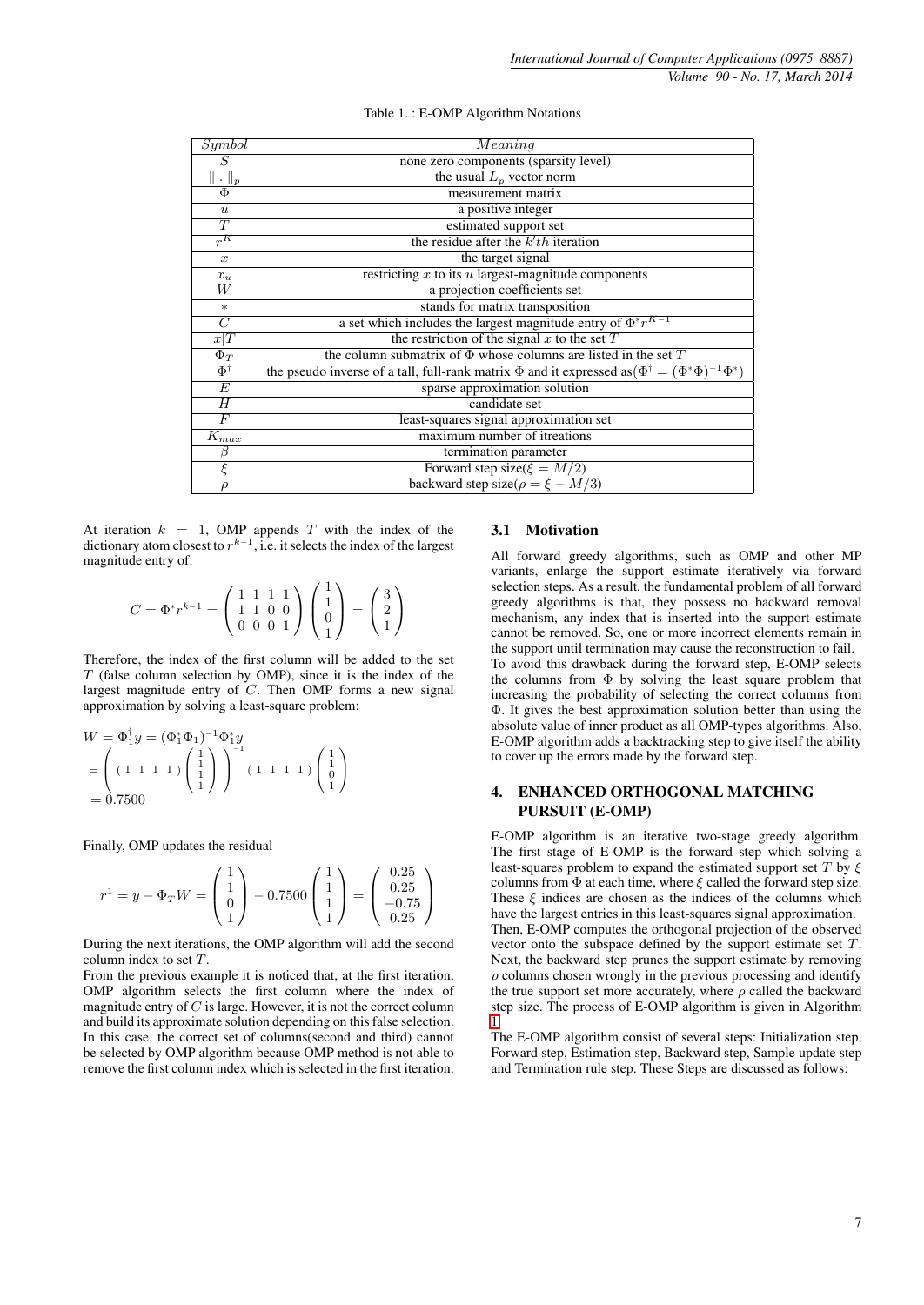Table 1. : E-OMP Algorithm Notations

| $Symbol$ | $Meaning$ |
|---|---|
| $S$ | none zero components (sparsity level) |
| $\|\cdot\|_p$ | the usual $L_p$ vector norm |
| $\Phi$ | measurement matrix |
| $u$ | a positive integer |
| $T$ | estimated support set |
| $r^K$ | the residue after the $k'th$ iteration |
| $x$ | the target signal |
| $x_u$ | restricting $x$ to its $u$ largest-magnitude components |
| $W$ | a projection coefficients set |
| $*$ | stands for matrix transposition |
| $C$ | a set which includes the largest magnitude entry of $\Phi^* r^{K-1}$ |
| $x\|T$ | the restriction of the signal $x$ to the set $T$ |
| $\Phi_T$ | the column submatrix of $\Phi$ whose columns are listed in the set $T$ |
| $\Phi^\dagger$ | the pseudo inverse of a tall, full-rank matrix $\Phi$ and it expressed as($\Phi^\dagger = (\Phi^*\Phi)^{-1}\Phi^*$) |
| $E$ | sparse approximation solution |
| $H$ | candidate set |
| $F$ | least-squares signal approximation set |
| $K_{max}$ | maximum number of itreations |
| $\beta$ | termination parameter |
| $\xi$ | Forward step size($\xi = M/2$) |
| $\rho$ | backward step size($\rho = \xi - M/3$) |

At iteration $k = 1$, OMP appends $T$ with the index of the dictionary atom closest to $r^{k-1}$, i.e. it selects the index of the largest magnitude entry of:

$$C = \Phi^* r^{k-1} = \begin{pmatrix} 1 & 1 & 1 & 1 \\ 1 & 1 & 0 & 0 \\ 0 & 0 & 0 & 1 \end{pmatrix} \begin{pmatrix} 1 \\ 1 \\ 0 \\ 1 \end{pmatrix} = \begin{pmatrix} 3 \\ 2 \\ 1 \end{pmatrix}$$

Therefore, the index of the first column will be added to the set $T$ (false column selection by OMP), since it is the index of the largest magnitude entry of $C$. Then OMP forms a new signal approximation by solving a least-square problem:

$$W = \Phi_1^\dagger y = (\Phi_1^* \Phi_1)^{-1} \Phi_1^* y$$
$$= \left( \begin{pmatrix} 1 & 1 & 1 & 1 \end{pmatrix} \begin{pmatrix} 1 \\ 1 \\ 1 \\ 1 \end{pmatrix} \right)^{-1} \begin{pmatrix} 1 & 1 & 1 & 1 \end{pmatrix} \begin{pmatrix} 1 \\ 1 \\ 0 \\ 1 \end{pmatrix}$$
$$= 0.7500$$

Finally, OMP updates the residual

$$r^1 = y - \Phi_T W = \begin{pmatrix} 1 \\ 1 \\ 0 \\ 1 \end{pmatrix} - 0.7500 \begin{pmatrix} 1 \\ 1 \\ 1 \\ 1 \end{pmatrix} = \begin{pmatrix} 0.25 \\ 0.25 \\ -0.75 \\ 0.25 \end{pmatrix}$$

During the next iterations, the OMP algorithm will add the second column index to set $T$.

From the previous example it is noticed that, at the first iteration, OMP algorithm selects the first column where the index of magnitude entry of $C$ is large. However, it is not the correct column and build its approximate solution depending on this false selection. In this case, the correct set of columns(second and third) cannot be selected by OMP algorithm because OMP method is not able to remove the first column index which is selected in the first iteration.

### 3.1 Motivation

All forward greedy algorithms, such as OMP and other MP variants, enlarge the support estimate iteratively via forward selection steps. As a result, the fundamental problem of all forward greedy algorithms is that, they possess no backward removal mechanism, any index that is inserted into the support estimate cannot be removed. So, one or more incorrect elements remain in the support until termination may cause the reconstruction to fail.

To avoid this drawback during the forward step, E-OMP selects the columns from $\Phi$ by solving the least square problem that increasing the probability of selecting the correct columns from $\Phi$. It gives the best approximation solution better than using the absolute value of inner product as all OMP-types algorithms. Also, E-OMP algorithm adds a backtracking step to give itself the ability to cover up the errors made by the forward step.

## 4. ENHANCED ORTHOGONAL MATCHING PURSUIT (E-OMP)

E-OMP algorithm is an iterative two-stage greedy algorithm. The first stage of E-OMP is the forward step which solving a least-squares problem to expand the estimated support set $T$ by $\xi$ columns from $\Phi$ at each time, where $\xi$ called the forward step size. These $\xi$ indices are chosen as the indices of the columns which have the largest entries in this least-squares signal approximation.

Then, E-OMP computes the orthogonal projection of the observed vector onto the subspace defined by the support estimate set $T$. Next, the backward step prunes the support estimate by removing $\rho$ columns chosen wrongly in the previous processing and identify the true support set more accurately, where $\rho$ called the backward step size. The process of E-OMP algorithm is given in Algorithm 1.

The E-OMP algorithm consist of several steps: Initialization step, Forward step, Estimation step, Backward step, Sample update step and Termination rule step. These Steps are discussed as follows: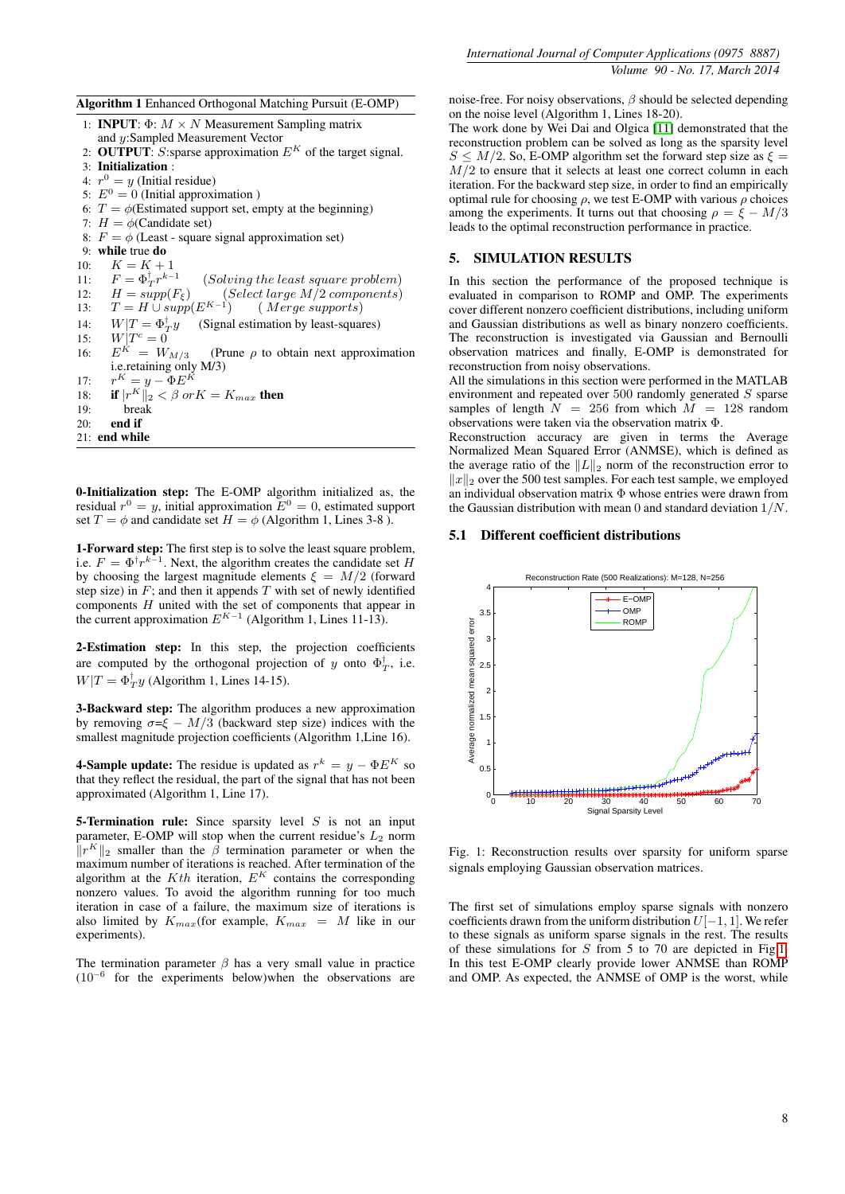**Algorithm 1** Enhanced Orthogonal Matching Pursuit (E-OMP)

1: **INPUT**: $\Phi$: $M \times N$ Measurement Sampling matrix and $y$:Sampled Measurement Vector
2: **OUTPUT**: $S$:sparse approximation $E^K$ of the target signal.
3: **Initialization** :
4: $r^0 = y$ (Initial residue)
5: $E^0 = 0$ (Initial approximation )
6: $T = \phi$(Estimated support set, empty at the beginning)
7: $H = \phi$(Candidate set)
8: $F = \phi$ (Least - square signal approximation set)
9: **while** true **do**
10: $K = K + 1$
11: $F = \Phi_T^\dagger r^{k-1}$ *(Solving the least square problem)*
12: $H = supp(F_\xi)$ *(Select large $M/2$ components)*
13: $T = H \cup supp(E^{K-1})$ *( Merge supports)*
14: $W|T = \Phi_T^\dagger y$ (Signal estimation by least-squares)
15: $W|T^c = 0$
16: $E^K = W_{M/3}$ (Prune $\rho$ to obtain next approximation i.e.retaining only M/3)
17: $r^K = y - \Phi E^K$
18: **if** $\|r^K\|_2 < \beta \; or K = K_{max}$ **then**
19: break
20: **end if**
21: **end while**

**0-Initialization step:** The E-OMP algorithm initialized as, the residual $r^0 = y$, initial approximation $E^0 = 0$, estimated support set $T = \phi$ and candidate set $H = \phi$ (Algorithm 1, Lines 3-8 ).

**1-Forward step:** The first step is to solve the least square problem, i.e. $F = \Phi^\dagger r^{k-1}$. Next, the algorithm creates the candidate set $H$ by choosing the largest magnitude elements $\xi = M/2$ (forward step size) in $F$; and then it appends $T$ with set of newly identified components $H$ united with the set of components that appear in the current approximation $E^{K-1}$ (Algorithm 1, Lines 11-13).

**2-Estimation step:** In this step, the projection coefficients are computed by the orthogonal projection of $y$ onto $\Phi_T^\dagger$, i.e. $W|T = \Phi_T^\dagger y$ (Algorithm 1, Lines 14-15).

**3-Backward step:** The algorithm produces a new approximation by removing $\sigma$=$\xi - M/3$ (backward step size) indices with the smallest magnitude projection coefficients (Algorithm 1,Line 16).

**4-Sample update:** The residue is updated as $r^k = y - \Phi E^K$ so that they reflect the residual, the part of the signal that has not been approximated (Algorithm 1, Line 17).

**5-Termination rule:** Since sparsity level $S$ is not an input parameter, E-OMP will stop when the current residue's $L_2$ norm $\|r^K\|_2$ smaller than the $\beta$ termination parameter or when the maximum number of iterations is reached. After termination of the algorithm at the $Kth$ iteration, $E^K$ contains the corresponding nonzero values. To avoid the algorithm running for too much iteration in case of a failure, the maximum size of iterations is also limited by $K_{max}$(for example, $K_{max} = M$ like in our experiments).

The termination parameter $\beta$ has a very small value in practice ($10^{-6}$ for the experiments below)when the observations are noise-free. For noisy observations, $\beta$ should be selected depending on the noise level (Algorithm 1, Lines 18-20).

The work done by Wei Dai and Olgica [11] demonstrated that the reconstruction problem can be solved as long as the sparsity level $S \leq M/2$. So, E-OMP algorithm set the forward step size as $\xi = M/2$ to ensure that it selects at least one correct column in each iteration. For the backward step size, in order to find an empirically optimal rule for choosing $\rho$, we test E-OMP with various $\rho$ choices among the experiments. It turns out that choosing $\rho = \xi - M/3$ leads to the optimal reconstruction performance in practice.

## 5. SIMULATION RESULTS

In this section the performance of the proposed technique is evaluated in comparison to ROMP and OMP. The experiments cover different nonzero coefficient distributions, including uniform and Gaussian distributions as well as binary nonzero coefficients. The reconstruction is investigated via Gaussian and Bernoulli observation matrices and finally, E-OMP is demonstrated for reconstruction from noisy observations.

All the simulations in this section were performed in the MATLAB environment and repeated over 500 randomly generated $S$ sparse samples of length $N = 256$ from which $M = 128$ random observations were taken via the observation matrix $\Phi$.

Reconstruction accuracy are given in terms the Average Normalized Mean Squared Error (ANMSE), which is defined as the average ratio of the $\|L\|_2$ norm of the reconstruction error to $\|x\|_2$ over the 500 test samples. For each test sample, we employed an individual observation matrix $\Phi$ whose entries were drawn from the Gaussian distribution with mean 0 and standard deviation $1/N$.

### 5.1 Different coefficient distributions

Fig. 1: Reconstruction results over sparsity for uniform sparse signals employing Gaussian observation matrices.

The first set of simulations employ sparse signals with nonzero coefficients drawn from the uniform distribution $U[-1, 1]$. We refer to these signals as uniform sparse signals in the rest. The results of these simulations for $S$ from 5 to 70 are depicted in Fig 1. In this test E-OMP clearly provide lower ANMSE than ROMP and OMP. As expected, the ANMSE of OMP is the worst, while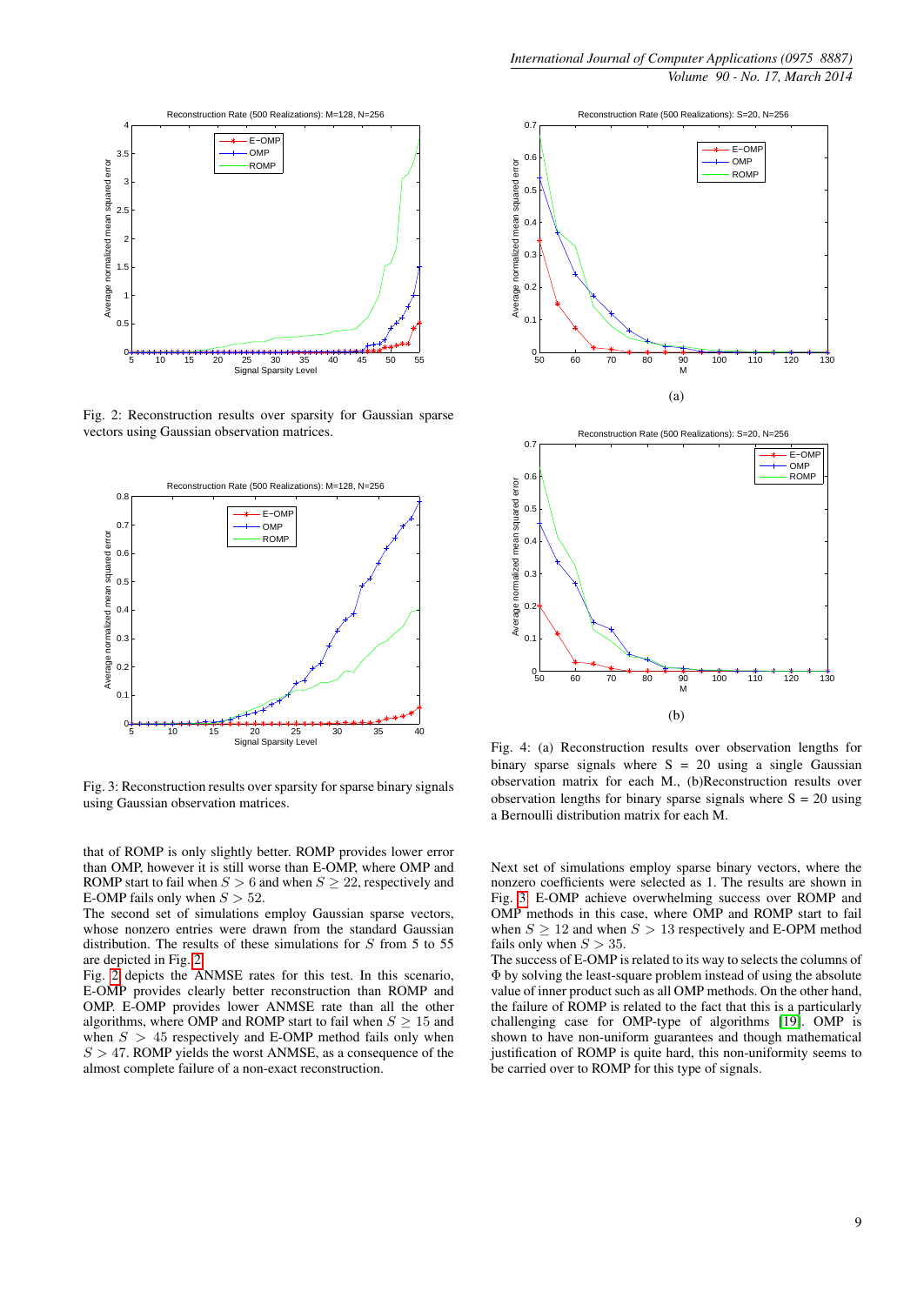Fig. 2: Reconstruction results over sparsity for Gaussian sparse vectors using Gaussian observation matrices.

Fig. 3: Reconstruction results over sparsity for sparse binary signals using Gaussian observation matrices.

(a)

(b)

Fig. 4: (a) Reconstruction results over observation lengths for binary sparse signals where S = 20 using a single Gaussian observation matrix for each M., (b)Reconstruction results over observation lengths for binary sparse signals where S = 20 using a Bernoulli distribution matrix for each M.

that of ROMP is only slightly better. ROMP provides lower error than OMP, however it is still worse than E-OMP, where OMP and ROMP start to fail when $S > 6$ and when $S \geq 22$, respectively and E-OMP fails only when $S > 52$.

The second set of simulations employ Gaussian sparse vectors, whose nonzero entries were drawn from the standard Gaussian distribution. The results of these simulations for $S$ from 5 to 55 are depicted in Fig. 2.

Fig. 2 depicts the ANMSE rates for this test. In this scenario, E-OMP provides clearly better reconstruction than ROMP and OMP. E-OMP provides lower ANMSE rate than all the other algorithms, where OMP and ROMP start to fail when $S \geq 15$ and when $S > 45$ respectively and E-OMP method fails only when $S > 47$. ROMP yields the worst ANMSE, as a consequence of the almost complete failure of a non-exact reconstruction.

Next set of simulations employ sparse binary vectors, where the nonzero coefficients were selected as 1. The results are shown in Fig. 3. E-OMP achieve overwhelming success over ROMP and OMP methods in this case, where OMP and ROMP start to fail when $S \geq 12$ and when $S > 13$ respectively and E-OPM method fails only when $S > 35$.

The success of E-OMP is related to its way to selects the columns of $\Phi$ by solving the least-square problem instead of using the absolute value of inner product such as all OMP methods. On the other hand, the failure of ROMP is related to the fact that this is a particularly challenging case for OMP-type of algorithms [19]. OMP is shown to have non-uniform guarantees and though mathematical justification of ROMP is quite hard, this non-uniformity seems to be carried over to ROMP for this type of signals.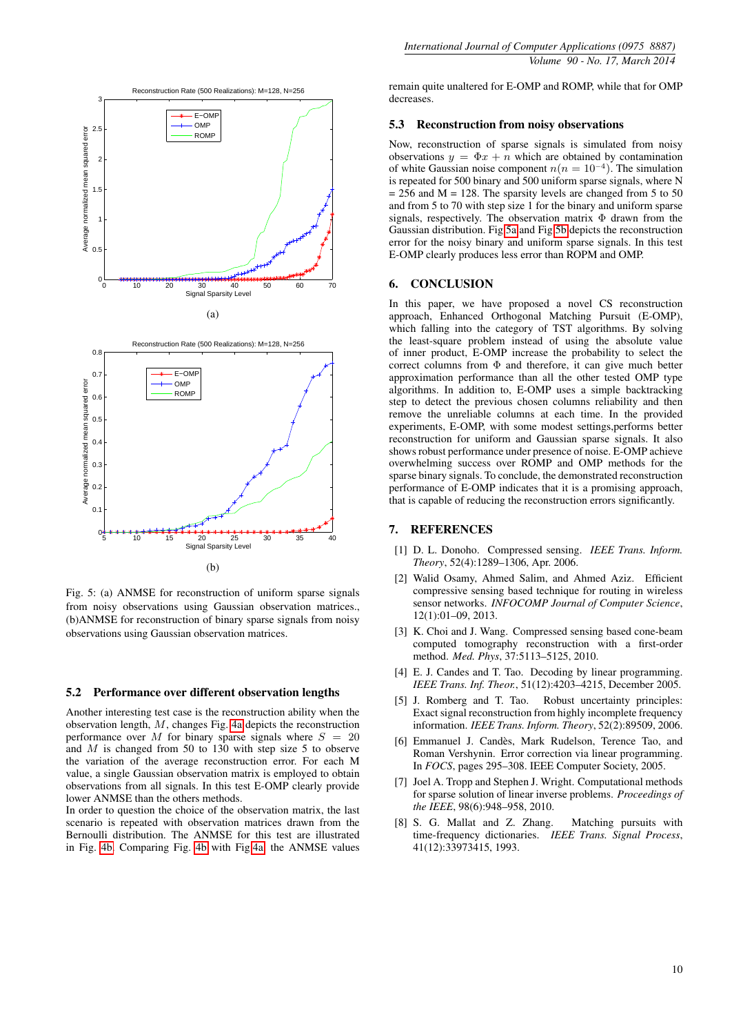(a)

(b)

Fig. 5: (a) ANMSE for reconstruction of uniform sparse signals from noisy observations using Gaussian observation matrices., (b)ANMSE for reconstruction of binary sparse signals from noisy observations using Gaussian observation matrices.

### 5.2 Performance over different observation lengths

Another interesting test case is the reconstruction ability when the observation length, $M$, changes Fig. 4a depicts the reconstruction performance over $M$ for binary sparse signals where $S = 20$ and $M$ is changed from 50 to 130 with step size 5 to observe the variation of the average reconstruction error. For each M value, a single Gaussian observation matrix is employed to obtain observations from all signals. In this test E-OMP clearly provide lower ANMSE than the others methods.

In order to question the choice of the observation matrix, the last scenario is repeated with observation matrices drawn from the Bernoulli distribution. The ANMSE for this test are illustrated in Fig. 4b. Comparing Fig. 4b with Fig 4a, the ANMSE values remain quite unaltered for E-OMP and ROMP, while that for OMP decreases.

### 5.3 Reconstruction from noisy observations

Now, reconstruction of sparse signals is simulated from noisy observations $y = \Phi x + n$ which are obtained by contamination of white Gaussian noise component $n(n = 10^{-4})$. The simulation is repeated for 500 binary and 500 uniform sparse signals, where N = 256 and M = 128. The sparsity levels are changed from 5 to 50 and from 5 to 70 with step size 1 for the binary and uniform sparse signals, respectively. The observation matrix $\Phi$ drawn from the Gaussian distribution. Fig 5a and Fig 5b depicts the reconstruction error for the noisy binary and uniform sparse signals. In this test E-OMP clearly produces less error than ROPM and OMP.

## 6. CONCLUSION

In this paper, we have proposed a novel CS reconstruction approach, Enhanced Orthogonal Matching Pursuit (E-OMP), which falling into the category of TST algorithms. By solving the least-square problem instead of using the absolute value of inner product, E-OMP increase the probability to select the correct columns from $\Phi$ and therefore, it can give much better approximation performance than all the other tested OMP type algorithms. In addition to, E-OMP uses a simple backtracking step to detect the previous chosen columns reliability and then remove the unreliable columns at each time. In the provided experiments, E-OMP, with some modest settings,performs better reconstruction for uniform and Gaussian sparse signals. It also shows robust performance under presence of noise. E-OMP achieve overwhelming success over ROMP and OMP methods for the sparse binary signals. To conclude, the demonstrated reconstruction performance of E-OMP indicates that it is a promising approach, that is capable of reducing the reconstruction errors significantly.

## 7. REFERENCES

[1] D. L. Donoho. Compressed sensing. *IEEE Trans. Inform. Theory*, 52(4):1289–1306, Apr. 2006.

[2] Walid Osamy, Ahmed Salim, and Ahmed Aziz. Efficient compressive sensing based technique for routing in wireless sensor networks. *INFOCOMP Journal of Computer Science*, 12(1):01–09, 2013.

[3] K. Choi and J. Wang. Compressed sensing based cone-beam computed tomography reconstruction with a first-order method. *Med. Phys*, 37:5113–5125, 2010.

[4] E. J. Candes and T. Tao. Decoding by linear programming. *IEEE Trans. Inf. Theor.*, 51(12):4203–4215, December 2005.

[5] J. Romberg and T. Tao. Robust uncertainty principles: Exact signal reconstruction from highly incomplete frequency information. *IEEE Trans. Inform. Theory*, 52(2):89509, 2006.

[6] Emmanuel J. Candès, Mark Rudelson, Terence Tao, and Roman Vershynin. Error correction via linear programming. In *FOCS*, pages 295–308. IEEE Computer Society, 2005.

[7] Joel A. Tropp and Stephen J. Wright. Computational methods for sparse solution of linear inverse problems. *Proceedings of the IEEE*, 98(6):948–958, 2010.

[8] S. G. Mallat and Z. Zhang. Matching pursuits with time-frequency dictionaries. *IEEE Trans. Signal Process*, 41(12):33973415, 1993.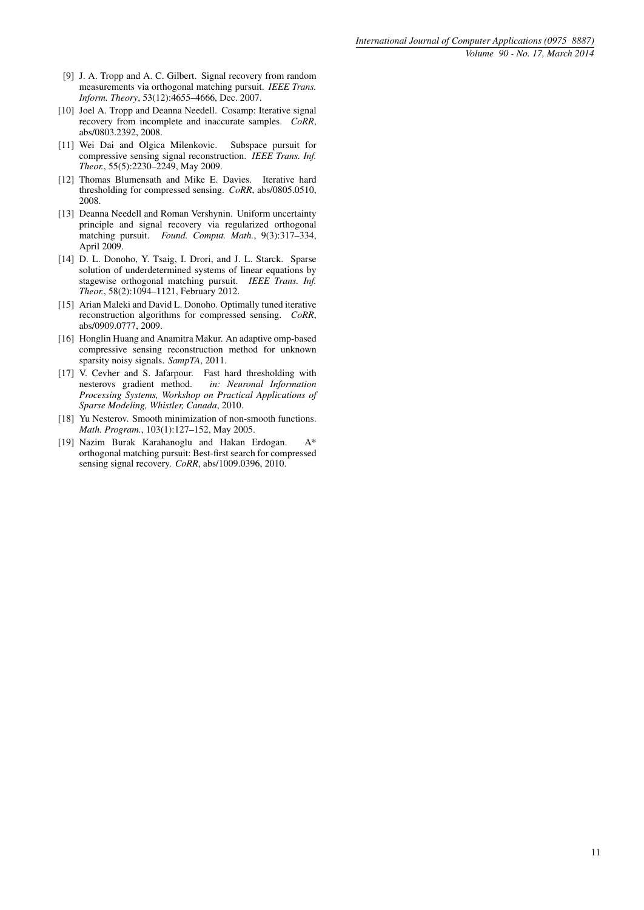[9] J. A. Tropp and A. C. Gilbert. Signal recovery from random measurements via orthogonal matching pursuit. *IEEE Trans. Inform. Theory*, 53(12):4655–4666, Dec. 2007.

[10] Joel A. Tropp and Deanna Needell. Cosamp: Iterative signal recovery from incomplete and inaccurate samples. *CoRR*, abs/0803.2392, 2008.

[11] Wei Dai and Olgica Milenkovic. Subspace pursuit for compressive sensing signal reconstruction. *IEEE Trans. Inf. Theor.*, 55(5):2230–2249, May 2009.

[12] Thomas Blumensath and Mike E. Davies. Iterative hard thresholding for compressed sensing. *CoRR*, abs/0805.0510, 2008.

[13] Deanna Needell and Roman Vershynin. Uniform uncertainty principle and signal recovery via regularized orthogonal matching pursuit. *Found. Comput. Math.*, 9(3):317–334, April 2009.

[14] D. L. Donoho, Y. Tsaig, I. Drori, and J. L. Starck. Sparse solution of underdetermined systems of linear equations by stagewise orthogonal matching pursuit. *IEEE Trans. Inf. Theor.*, 58(2):1094–1121, February 2012.

[15] Arian Maleki and David L. Donoho. Optimally tuned iterative reconstruction algorithms for compressed sensing. *CoRR*, abs/0909.0777, 2009.

[16] Honglin Huang and Anamitra Makur. An adaptive omp-based compressive sensing reconstruction method for unknown sparsity noisy signals. *SampTA*, 2011.

[17] V. Cevher and S. Jafarpour. Fast hard thresholding with nesterovs gradient method. *in: Neuronal Information Processing Systems, Workshop on Practical Applications of Sparse Modeling, Whistler, Canada*, 2010.

[18] Yu Nesterov. Smooth minimization of non-smooth functions. *Math. Program.*, 103(1):127–152, May 2005.

[19] Nazim Burak Karahanoglu and Hakan Erdogan. A* orthogonal matching pursuit: Best-first search for compressed sensing signal recovery. *CoRR*, abs/1009.0396, 2010.